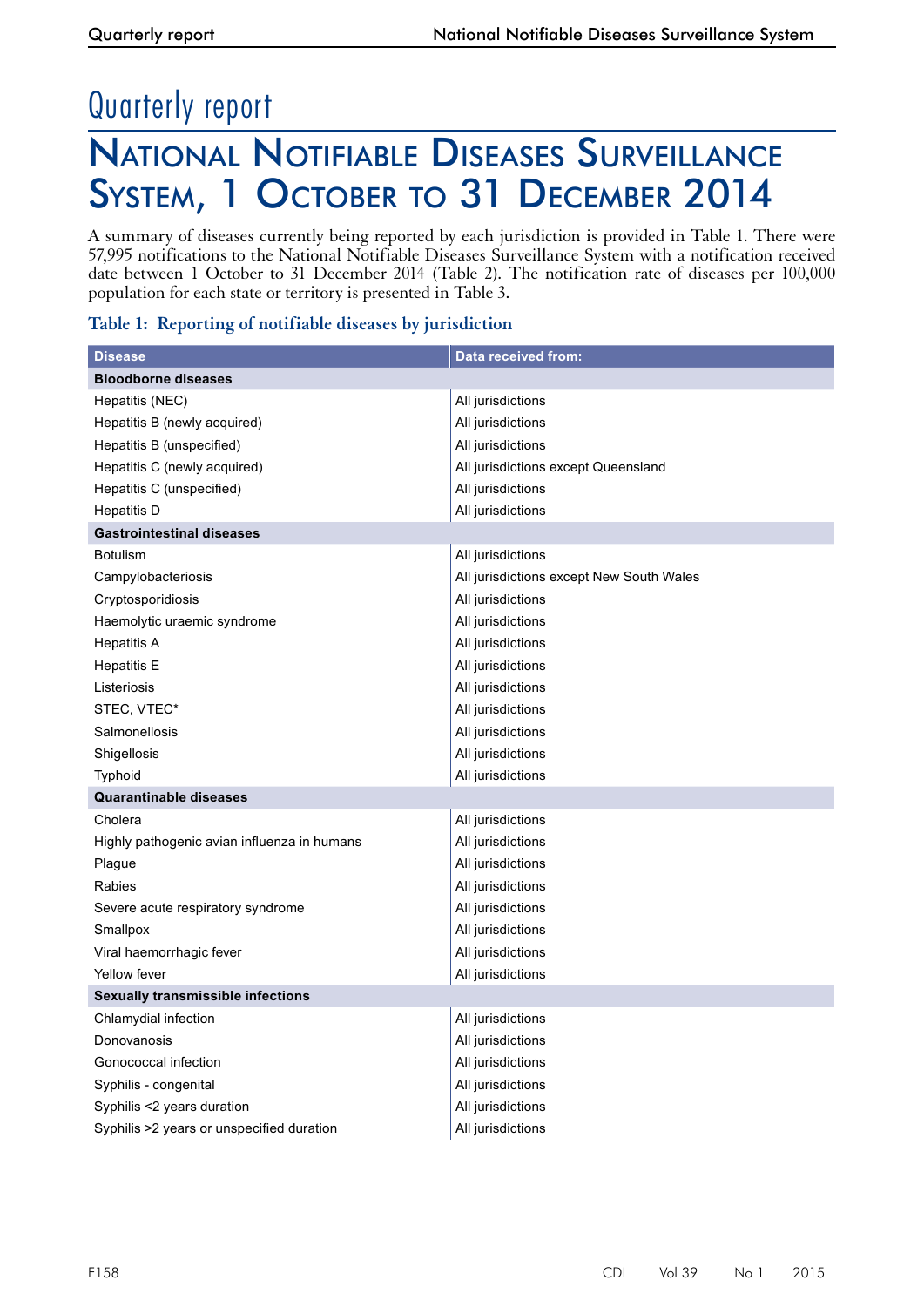# Quarterly report

## National Notifiable Diseases Surveillance System, 1 October to 31 December 2014

A summary of diseases currently being reported by each jurisdiction is provided in Table 1. There were 57,995 notifications to the National Notifiable Diseases Surveillance System with a notification received date between 1 October to 31 December 2014 (Table 2). The notification rate of diseases per 100,000 population for each state or territory is presented in Table 3.

### Table 1: Reporting of notifiable diseases by jurisdiction

| Disease | Data received from: |
|---|---|
| **Bloodborne diseases** | |
| Hepatitis (NEC) | All jurisdictions |
| Hepatitis B (newly acquired) | All jurisdictions |
| Hepatitis B (unspecified) | All jurisdictions |
| Hepatitis C (newly acquired) | All jurisdictions except Queensland |
| Hepatitis C (unspecified) | All jurisdictions |
| Hepatitis D | All jurisdictions |
| **Gastrointestinal diseases** | |
| Botulism | All jurisdictions |
| Campylobacteriosis | All jurisdictions except New South Wales |
| Cryptosporidiosis | All jurisdictions |
| Haemolytic uraemic syndrome | All jurisdictions |
| Hepatitis A | All jurisdictions |
| Hepatitis E | All jurisdictions |
| Listeriosis | All jurisdictions |
| STEC, VTEC* | All jurisdictions |
| Salmonellosis | All jurisdictions |
| Shigellosis | All jurisdictions |
| Typhoid | All jurisdictions |
| **Quarantinable diseases** | |
| Cholera | All jurisdictions |
| Highly pathogenic avian influenza in humans | All jurisdictions |
| Plague | All jurisdictions |
| Rabies | All jurisdictions |
| Severe acute respiratory syndrome | All jurisdictions |
| Smallpox | All jurisdictions |
| Viral haemorrhagic fever | All jurisdictions |
| Yellow fever | All jurisdictions |
| **Sexually transmissible infections** | |
| Chlamydial infection | All jurisdictions |
| Donovanosis | All jurisdictions |
| Gonococcal infection | All jurisdictions |
| Syphilis - congenital | All jurisdictions |
| Syphilis <2 years duration | All jurisdictions |
| Syphilis >2 years or unspecified duration | All jurisdictions |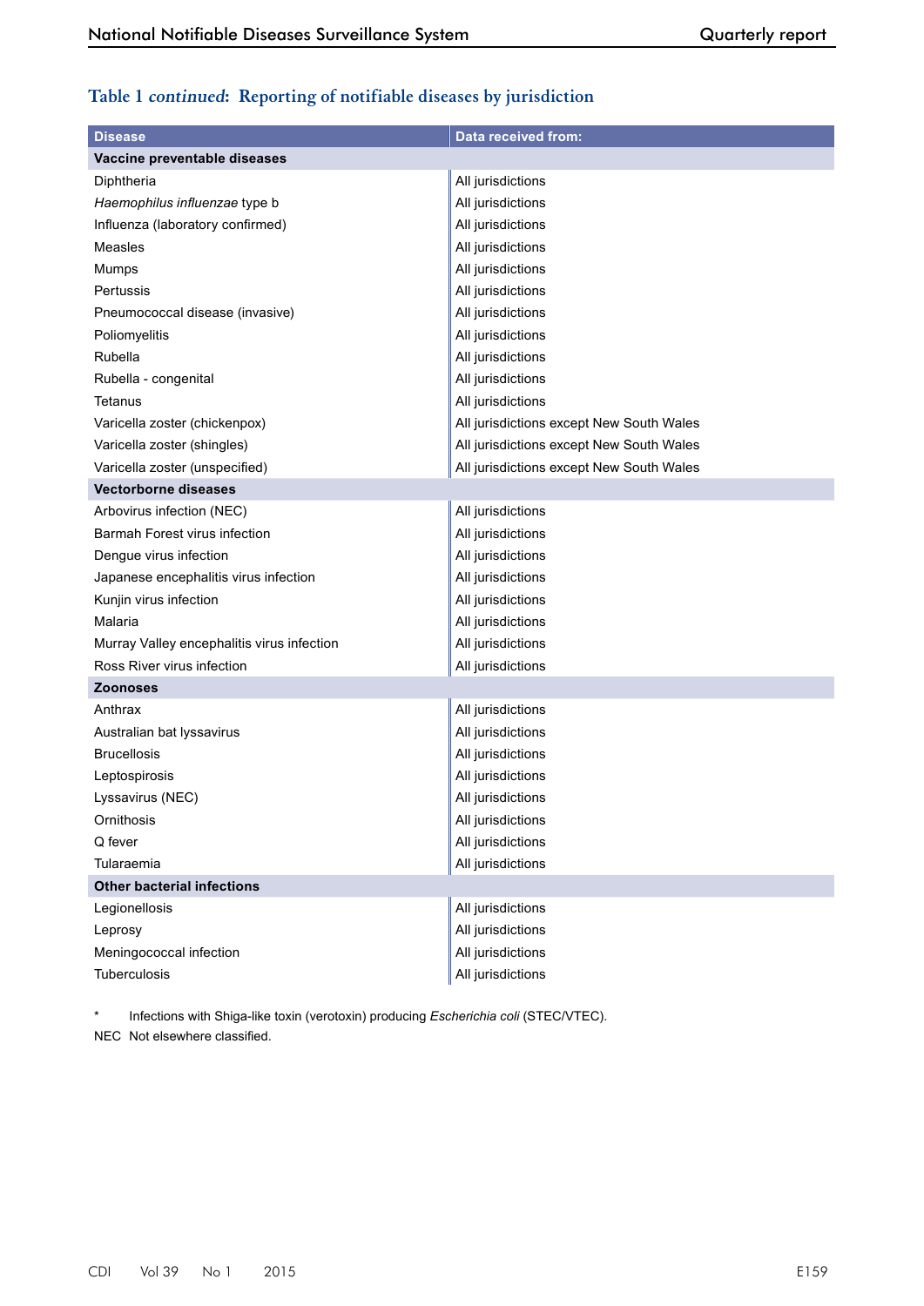### Table 1 *continued*: Reporting of notifiable diseases by jurisdiction

| Disease | Data received from: |
|---|---|
| **Vaccine preventable diseases** | |
| Diphtheria | All jurisdictions |
| *Haemophilus influenzae* type b | All jurisdictions |
| Influenza (laboratory confirmed) | All jurisdictions |
| Measles | All jurisdictions |
| Mumps | All jurisdictions |
| Pertussis | All jurisdictions |
| Pneumococcal disease (invasive) | All jurisdictions |
| Poliomyelitis | All jurisdictions |
| Rubella | All jurisdictions |
| Rubella - congenital | All jurisdictions |
| Tetanus | All jurisdictions |
| Varicella zoster (chickenpox) | All jurisdictions except New South Wales |
| Varicella zoster (shingles) | All jurisdictions except New South Wales |
| Varicella zoster (unspecified) | All jurisdictions except New South Wales |
| **Vectorborne diseases** | |
| Arbovirus infection (NEC) | All jurisdictions |
| Barmah Forest virus infection | All jurisdictions |
| Dengue virus infection | All jurisdictions |
| Japanese encephalitis virus infection | All jurisdictions |
| Kunjin virus infection | All jurisdictions |
| Malaria | All jurisdictions |
| Murray Valley encephalitis virus infection | All jurisdictions |
| Ross River virus infection | All jurisdictions |
| **Zoonoses** | |
| Anthrax | All jurisdictions |
| Australian bat lyssavirus | All jurisdictions |
| Brucellosis | All jurisdictions |
| Leptospirosis | All jurisdictions |
| Lyssavirus (NEC) | All jurisdictions |
| Ornithosis | All jurisdictions |
| Q fever | All jurisdictions |
| Tularaemia | All jurisdictions |
| **Other bacterial infections** | |
| Legionellosis | All jurisdictions |
| Leprosy | All jurisdictions |
| Meningococcal infection | All jurisdictions |
| Tuberculosis | All jurisdictions |

\* Infections with Shiga-like toxin (verotoxin) producing *Escherichia coli* (STEC/VTEC).

NEC Not elsewhere classified.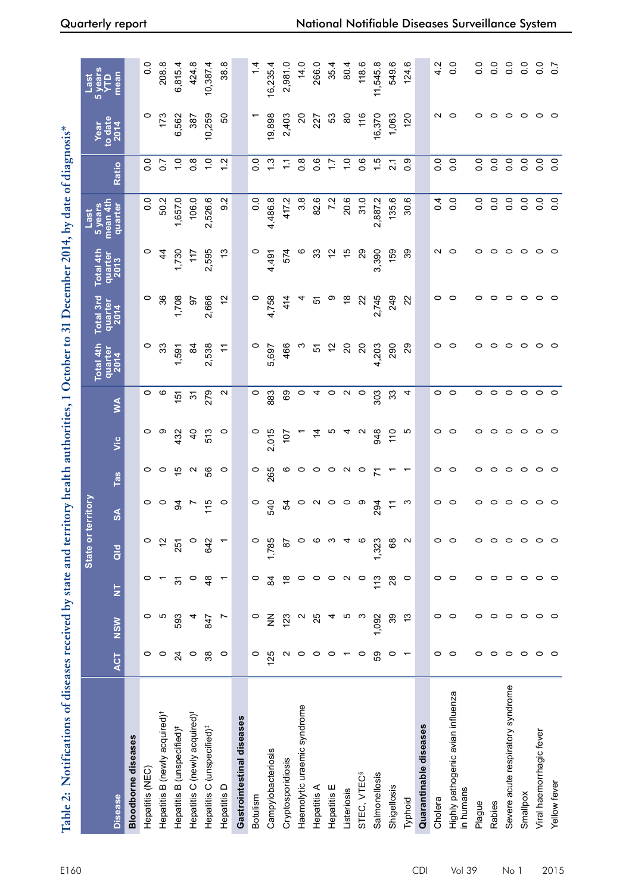## Table 2: Notifications of diseases received by state and territory health authorities, 1 October to 31 December 2014, by date of diagnosis*

| Disease | State or territory | | | | | | | | Total 4th quarter 2014 | Total 3rd quarter 2014 | Total 4th quarter 2013 | Last 5 years mean 4th quarter | Ratio | Year to date 2014 | Last 5 years YTD mean |
|---|---|---|---|---|---|---|---|---|---|---|---|---|---|---|---|
| | ACT | NSW | NT | Qld | SA | Tas | Vic | WA | | | | | | | |
| **Bloodborne diseases** | | | | | | | | | | | | | | | |
| Hepatitis (NEC) | 0 | 0 | 0 | 0 | 0 | 0 | 0 | 0 | 0 | 0 | 0 | 0.0 | 0.0 | 0 | 0.0 |
| Hepatitis B (newly acquired)[†] | 0 | 5 | 1 | 12 | 0 | 0 | 9 | 6 | 33 | 36 | 44 | 50.2 | 0.7 | 173 | 208.8 |
| Hepatitis B (unspecified)[‡] | 24 | 593 | 31 | 251 | 94 | 15 | 432 | 151 | 1,591 | 1,708 | 1,730 | 1,657.0 | 1.0 | 6,562 | 6,815.4 |
| Hepatitis C (newly acquired)[†] | 0 | 4 | 0 | 0 | 7 | 2 | 40 | 31 | 84 | 97 | 117 | 106.0 | 0.8 | 387 | 424.8 |
| Hepatitis C (unspecified)[‡] | 38 | 847 | 48 | 642 | 115 | 56 | 513 | 279 | 2,538 | 2,666 | 2,595 | 2,526.6 | 1.0 | 10,259 | 10,387.4 |
| Hepatitis D | 0 | 7 | 1 | 1 | 0 | 0 | 0 | 2 | 11 | 12 | 13 | 9.2 | 1.2 | 50 | 38.8 |
| **Gastrointestinal diseases** | | | | | | | | | | | | | | | |
| Botulism | 0 | 0 | 0 | 0 | 0 | 0 | 0 | 0 | 0 | 0 | 0 | 0.0 | 0.0 | 1 | 1.4 |
| Campylobacteriosis | 125 | NN | 84 | 1,785 | 540 | 265 | 2,015 | 883 | 5,697 | 4,758 | 4,491 | 4,486.8 | 1.3 | 19,898 | 16,235.4 |
| Cryptosporidiosis | 2 | 123 | 18 | 87 | 54 | 6 | 107 | 69 | 466 | 414 | 574 | 417.2 | 1.1 | 2,403 | 2,981.0 |
| Haemolytic uraemic syndrome | 0 | 2 | 0 | 0 | 0 | 0 | 1 | 0 | 3 | 4 | 6 | 3.8 | 0.8 | 20 | 14.0 |
| Hepatitis A | 0 | 25 | 0 | 6 | 2 | 0 | 14 | 4 | 51 | 51 | 33 | 82.6 | 0.6 | 227 | 266.0 |
| Hepatitis E | 0 | 4 | 0 | 3 | 0 | 0 | 5 | 0 | 12 | 9 | 12 | 7.2 | 1.7 | 53 | 35.4 |
| Listeriosis | 1 | 5 | 2 | 4 | 0 | 2 | 4 | 2 | 20 | 18 | 15 | 20.6 | 1.0 | 80 | 80.4 |
| STEC, VTEC[§] | 0 | 3 | 0 | 6 | 9 | 0 | 2 | 0 | 20 | 22 | 29 | 31.0 | 0.6 | 116 | 118.6 |
| Salmonellosis | 59 | 1,092 | 113 | 1,323 | 294 | 71 | 948 | 303 | 4,203 | 2,745 | 3,390 | 2,887.2 | 1.5 | 16,370 | 11,545.8 |
| Shigellosis | 0 | 39 | 28 | 68 | 11 | 1 | 110 | 33 | 290 | 249 | 159 | 135.6 | 2.1 | 1,063 | 549.6 |
| Typhoid | 1 | 13 | 0 | 2 | 3 | 1 | 5 | 4 | 29 | 22 | 39 | 30.6 | 0.9 | 120 | 124.6 |
| **Quarantinable diseases** | | | | | | | | | | | | | | | |
| Cholera | 0 | 0 | 0 | 0 | 0 | 0 | 0 | 0 | 0 | 0 | 2 | 0.4 | 0.0 | 2 | 4.2 |
| Highly pathogenic avian influenza in humans | 0 | 0 | 0 | 0 | 0 | 0 | 0 | 0 | 0 | 0 | 0 | 0.0 | 0.0 | 0 | 0.0 |
| Plague | 0 | 0 | 0 | 0 | 0 | 0 | 0 | 0 | 0 | 0 | 0 | 0.0 | 0.0 | 0 | 0.0 |
| Rabies | 0 | 0 | 0 | 0 | 0 | 0 | 0 | 0 | 0 | 0 | 0 | 0.0 | 0.0 | 0 | 0.0 |
| Severe acute respiratory syndrome | 0 | 0 | 0 | 0 | 0 | 0 | 0 | 0 | 0 | 0 | 0 | 0.0 | 0.0 | 0 | 0.0 |
| Smallpox | 0 | 0 | 0 | 0 | 0 | 0 | 0 | 0 | 0 | 0 | 0 | 0.0 | 0.0 | 0 | 0.0 |
| Viral haemorrhagic fever | 0 | 0 | 0 | 0 | 0 | 0 | 0 | 0 | 0 | 0 | 0 | 0.0 | 0.0 | 0 | 0.0 |
| Yellow fever | 0 | 0 | 0 | 0 | 0 | 0 | 0 | 0 | 0 | 0 | 0 | 0.0 | 0.0 | 0 | 0.7 |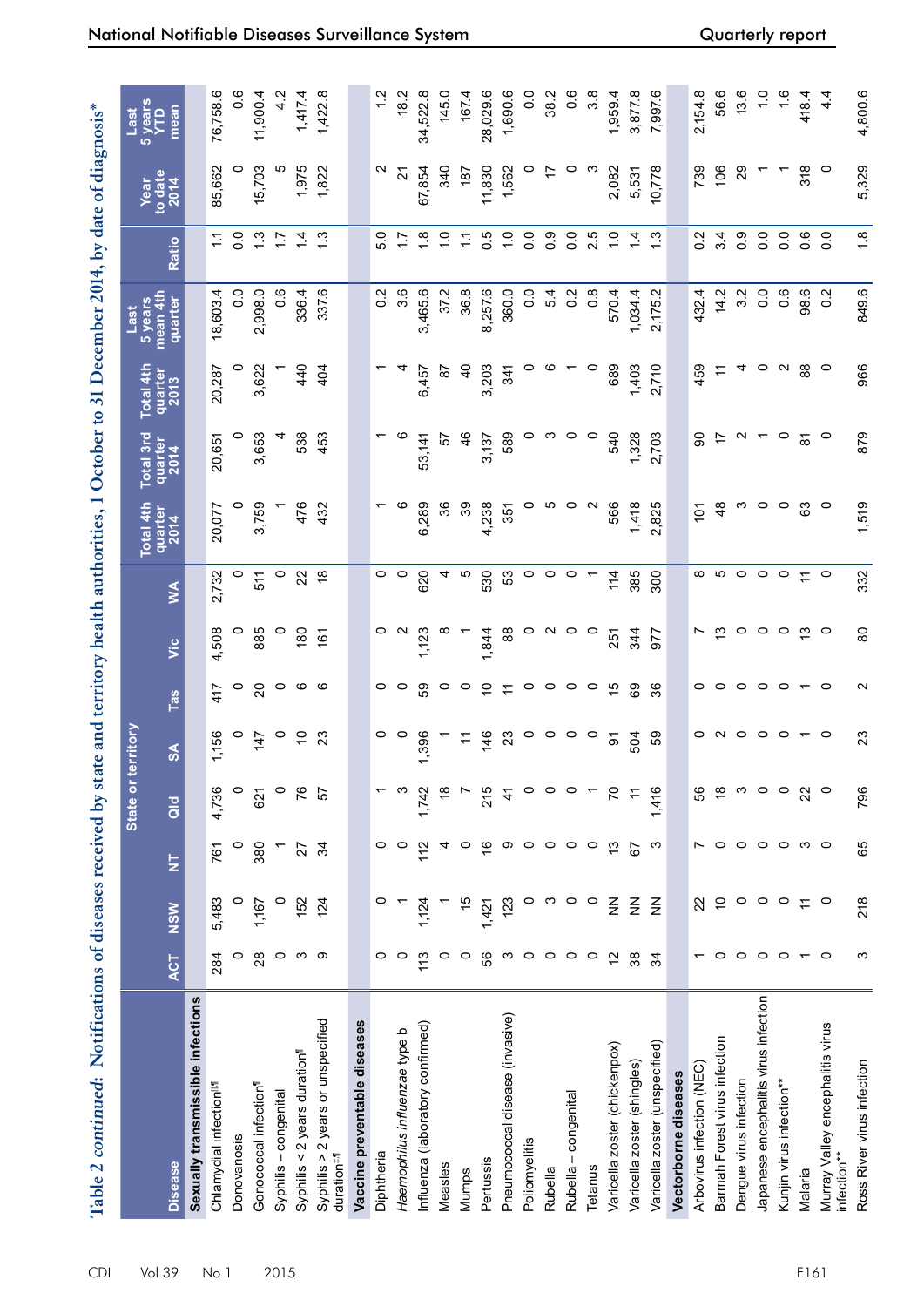# Table 2 *continued:* Notifications of diseases received by state and territory health authorities, 1 October to 31 December 2014, by date of diagnosis*

| Disease | State or territory | | | | | | | | Total 4th quarter 2014 | Total 3rd quarter 2014 | Total 4th quarter 2013 | Last 5 years mean 4th quarter | Ratio | Year to date 2014 | Last 5 years YTD mean |
|---|---|---|---|---|---|---|---|---|---|---|---|---|---|---|---|
| | ACT | NSW | NT | Qld | SA | Tas | Vic | WA | | | | | | | |
| **Sexually transmissible infections** | | | | | | | | | | | | | | | |
| Chlamydial infection[‖,¶] | 284 | 5,483 | 761 | 4,736 | 1,156 | 417 | 4,508 | 2,732 | 20,077 | 20,651 | 20,287 | 18,603.4 | 1.1 | 85,662 | 76,758.6 |
| Donovanosis | 0 | 0 | 0 | 0 | 0 | 0 | 0 | 0 | 0 | 0 | 0 | 0.0 | 0.0 | 0 | 0.6 |
| Gonococcal infection[¶] | 28 | 1,167 | 380 | 621 | 147 | 20 | 885 | 511 | 3,759 | 3,653 | 3,622 | 2,998.0 | 1.3 | 15,703 | 11,900.4 |
| Syphilis – congenital | 0 | 0 | 1 | 0 | 0 | 0 | 0 | 0 | 1 | 4 | 1 | 0.6 | 1.7 | 5 | 4.2 |
| Syphilis < 2 years duration[¶] | 3 | 152 | 27 | 76 | 10 | 6 | 180 | 22 | 476 | 538 | 440 | 336.4 | 1.4 | 1,975 | 1,417.4 |
| Syphilis > 2 years or unspecified duration[‡,¶] | 9 | 124 | 34 | 57 | 23 | 6 | 161 | 18 | 432 | 453 | 404 | 337.6 | 1.3 | 1,822 | 1,422.8 |
| **Vaccine preventable diseases** | | | | | | | | | | | | | | | |
| Diphtheria | 0 | 0 | 0 | 1 | 0 | 0 | 0 | 0 | 1 | 1 | 1 | 0.2 | 5.0 | 2 | 1.2 |
| *Haemophilus influenzae* type b | 0 | 1 | 0 | 3 | 0 | 0 | 2 | 0 | 6 | 6 | 4 | 3.6 | 1.7 | 21 | 18.2 |
| Influenza (laboratory confirmed) | 113 | 1,124 | 112 | 1,742 | 1,396 | 59 | 1,123 | 620 | 6,289 | 53,141 | 6,457 | 3,465.6 | 1.8 | 67,854 | 34,522.8 |
| Measles | 0 | 1 | 4 | 18 | 1 | 0 | 8 | 4 | 36 | 57 | 87 | 37.2 | 1.0 | 340 | 145.0 |
| Mumps | 0 | 15 | 0 | 7 | 11 | 0 | 1 | 5 | 39 | 46 | 40 | 36.8 | 1.1 | 187 | 167.4 |
| Pertussis | 56 | 1,421 | 16 | 215 | 146 | 10 | 1,844 | 530 | 4,238 | 3,137 | 3,203 | 8,257.6 | 0.5 | 11,830 | 28,029.6 |
| Pneumococcal disease (invasive) | 3 | 123 | 9 | 41 | 23 | 11 | 88 | 53 | 351 | 589 | 341 | 360.0 | 1.0 | 1,562 | 1,690.6 |
| Poliomyelitis | 0 | 0 | 0 | 0 | 0 | 0 | 0 | 0 | 0 | 0 | 0 | 0.0 | 0.0 | 0 | 0.0 |
| Rubella | 0 | 3 | 0 | 0 | 0 | 0 | 2 | 0 | 5 | 3 | 6 | 5.4 | 0.9 | 17 | 38.2 |
| Rubella – congenital | 0 | 0 | 0 | 0 | 0 | 0 | 0 | 0 | 0 | 0 | 1 | 0.2 | 0.0 | 0 | 0.6 |
| Tetanus | 0 | 0 | 0 | 1 | 0 | 0 | 0 | 1 | 2 | 0 | 0 | 0.8 | 2.5 | 3 | 3.8 |
| Varicella zoster (chickenpox) | 12 | NN | 13 | 70 | 91 | 15 | 251 | 114 | 566 | 540 | 689 | 570.4 | 1.0 | 2,082 | 1,959.4 |
| Varicella zoster (shingles) | 38 | NN | 67 | 11 | 504 | 69 | 344 | 385 | 1,418 | 1,328 | 1,403 | 1,034.4 | 1.4 | 5,531 | 3,877.8 |
| Varicella zoster (unspecified) | 34 | NN | 3 | 1,416 | 59 | 36 | 977 | 300 | 2,825 | 2,703 | 2,710 | 2,175.2 | 1.3 | 10,778 | 7,997.6 |
| **Vectorborne diseases** | | | | | | | | | | | | | | | |
| Arbovirus infection (NEC) | 1 | 22 | 7 | 56 | 0 | 0 | 7 | 8 | 101 | 90 | 459 | 432.4 | 0.2 | 739 | 2,154.8 |
| Barmah Forest virus infection | 0 | 10 | 0 | 18 | 2 | 0 | 13 | 5 | 48 | 17 | 11 | 14.2 | 3.4 | 106 | 56.6 |
| Dengue virus infection | 0 | 0 | 0 | 3 | 0 | 0 | 0 | 0 | 3 | 2 | 4 | 3.2 | 0.9 | 29 | 13.6 |
| Japanese encephalitis virus infection | 0 | 0 | 0 | 0 | 0 | 0 | 0 | 0 | 0 | 1 | 0 | 0.0 | 0.0 | 1 | 1.0 |
| Kunjin virus infection** | 0 | 0 | 0 | 0 | 0 | 0 | 0 | 0 | 0 | 0 | 2 | 0.6 | 0.0 | 1 | 1.6 |
| Malaria | 1 | 11 | 3 | 22 | 1 | 1 | 13 | 11 | 63 | 81 | 88 | 98.6 | 0.6 | 318 | 418.4 |
| Murray Valley encephalitis virus infection** | 0 | 0 | 0 | 0 | 0 | 0 | 0 | 0 | 0 | 0 | 0 | 0.2 | 0.0 | 0 | 4.4 |
| Ross River virus infection | 3 | 218 | 65 | 796 | 23 | 2 | 80 | 332 | 1,519 | 879 | 966 | 849.6 | 1.8 | 5,329 | 4,800.6 |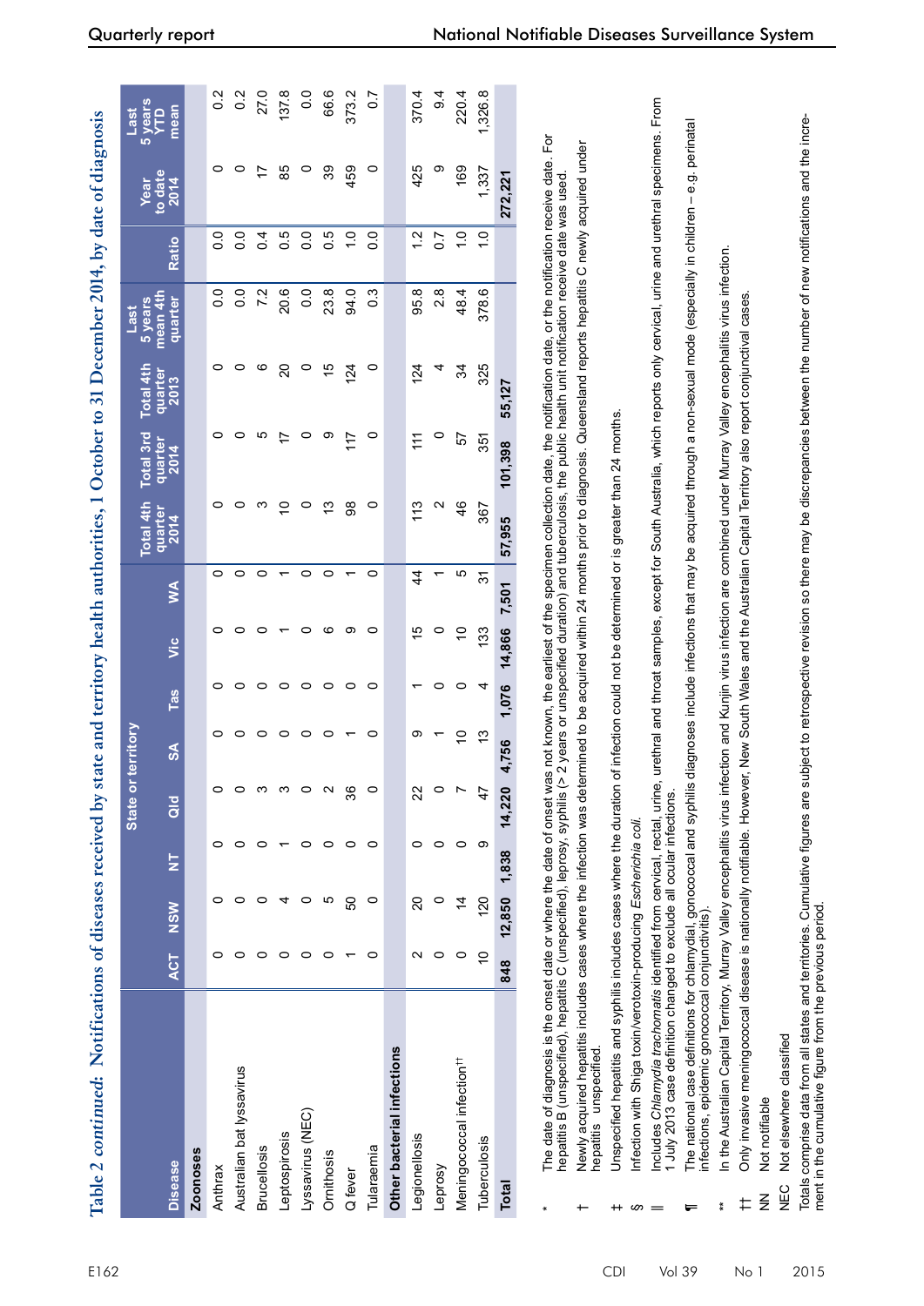**Table 2 *continued:* Notifications of diseases received by state and territory health authorities, 1 October to 31 December 2014, by date of diagnosis**

| Disease | State or territory | | | | | | | | Total 4th quarter 2014 | Total 3rd quarter 2014 | Total 4th quarter 2013 | Last 5 years mean 4th quarter | Ratio | Year to date 2014 | Last 5 years YTD mean |
|---|---|---|---|---|---|---|---|---|---|---|---|---|---|---|---|
| | ACT | NSW | NT | Qld | SA | Tas | Vic | WA | | | | | | | |
| **Zoonoses** | | | | | | | | | | | | | | | |
| Anthrax | 0 | 0 | 0 | 0 | 0 | 0 | 0 | 0 | 0 | 0 | 0 | 0.0 | 0.0 | 0 | 0.2 |
| Australian bat lyssavirus | 0 | 0 | 0 | 0 | 0 | 0 | 0 | 0 | 0 | 0 | 0 | 0.0 | 0.0 | 0 | 0.2 |
| Brucellosis | 0 | 0 | 0 | 3 | 0 | 0 | 0 | 0 | 3 | 5 | 6 | 7.2 | 0.4 | 17 | 27.0 |
| Leptospirosis | 0 | 4 | 1 | 3 | 0 | 0 | 1 | 1 | 10 | 17 | 20 | 20.6 | 0.5 | 85 | 137.8 |
| Lyssavirus (NEC) | 0 | 0 | 0 | 0 | 0 | 0 | 0 | 0 | 0 | 0 | 0 | 0.0 | 0.0 | 0 | 0.0 |
| Ornithosis | 0 | 5 | 0 | 2 | 0 | 0 | 6 | 0 | 13 | 9 | 15 | 23.8 | 0.5 | 39 | 66.6 |
| Q fever | 1 | 50 | 0 | 36 | 1 | 0 | 9 | 1 | 98 | 117 | 124 | 94.0 | 1.0 | 459 | 373.2 |
| Tularaemia | 0 | 0 | 0 | 0 | 0 | 0 | 0 | 0 | 0 | 0 | 0 | 0.3 | 0.0 | 0 | 0.7 |
| **Other bacterial infections** | | | | | | | | | | | | | | | |
| Legionellosis | 2 | 20 | 0 | 22 | 9 | 1 | 15 | 44 | 113 | 111 | 124 | 95.8 | 1.2 | 425 | 370.4 |
| Leprosy | 0 | 0 | 0 | 0 | 1 | 0 | 0 | 1 | 2 | 0 | 4 | 2.8 | 0.7 | 9 | 9.4 |
| Meningococcal infection[††] | 0 | 14 | 0 | 7 | 10 | 0 | 10 | 5 | 46 | 57 | 34 | 48.4 | 1.0 | 169 | 220.4 |
| Tuberculosis | 10 | 120 | 9 | 47 | 13 | 4 | 133 | 31 | 367 | 351 | 325 | 378.6 | 1.0 | 1,337 | 1,326.8 |
| **Total** | **848** | **12,850** | **1,838** | **14,220** | **4,756** | **1,076** | **14,866** | **7,501** | **57,955** | **101,398** | **55,127** | | | **272,221** | |

\* The date of diagnosis is the onset date or where the date of onset was not known, the earliest of the specimen collection date, the notification date, or the notification receive date. For hepatitis B (unspecified), hepatitis C (unspecified), leprosy, syphilis (> 2 years or unspecified duration) and tuberculosis, the public health unit notification receive date was used.

† Newly acquired hepatitis includes cases where the infection was determined to be acquired within 24 months prior to diagnosis. Queensland reports hepatitis C newly acquired under hepatitis unspecified.

‡ Unspecified hepatitis and syphilis includes cases where the duration of infection could not be determined or is greater than 24 months.

§ Infection with Shiga toxin/verotoxin-producing *Escherichia coli.*

|| Includes *Chlamydia trachomatis* identified from cervical, rectal, urine, urethral and throat samples, except for South Australia, which reports only cervical, urine and urethral specimens. From 1 July 2013 case definition changed to exclude all ocular infections.

¶ The national case definitions for chlamydial, gonococcal and syphilis diagnoses include infections that may be acquired through a non-sexual mode (especially in children – e.g. perinatal infections, epidemic gonococcal conjunctivitis).

\*\* In the Australian Capital Territory, Murray Valley encephalitis virus infection and Kunjin virus infection are combined under Murray Valley encephalitis virus infection.

†† Only invasive meningococcal disease is nationally notifiable. However, New South Wales and the Australian Capital Territory also report conjunctival cases.

NN Not notifiable

NEC Not elsewhere classified

Totals comprise data from all states and territories. Cumulative figures are subject to retrospective revision so there may be discrepancies between the number of new notifications and the increment in the cumulative figure from the previous period.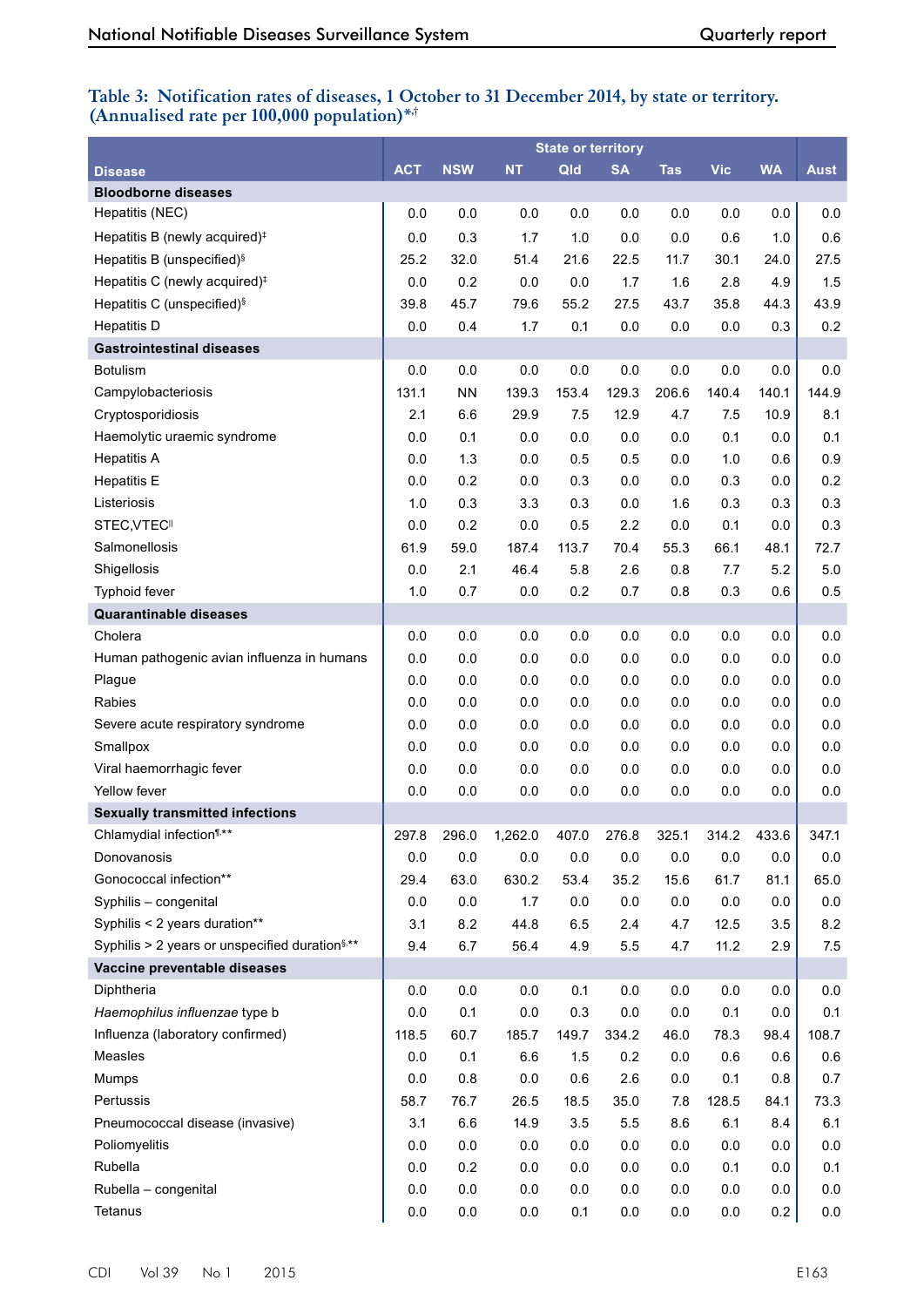**Table 3: Notification rates of diseases, 1 October to 31 December 2014, by state or territory. (Annualised rate per 100,000 population)*,†**

| Disease | State or territory | | | | | | | | |
|---|---|---|---|---|---|---|---|---|---|
| | ACT | NSW | NT | Qld | SA | Tas | Vic | WA | Aust |
| **Bloodborne diseases** | | | | | | | | | |
| Hepatitis (NEC) | 0.0 | 0.0 | 0.0 | 0.0 | 0.0 | 0.0 | 0.0 | 0.0 | 0.0 |
| Hepatitis B (newly acquired)‡ | 0.0 | 0.3 | 1.7 | 1.0 | 0.0 | 0.0 | 0.6 | 1.0 | 0.6 |
| Hepatitis B (unspecified)§ | 25.2 | 32.0 | 51.4 | 21.6 | 22.5 | 11.7 | 30.1 | 24.0 | 27.5 |
| Hepatitis C (newly acquired)‡ | 0.0 | 0.2 | 0.0 | 0.0 | 1.7 | 1.6 | 2.8 | 4.9 | 1.5 |
| Hepatitis C (unspecified)§ | 39.8 | 45.7 | 79.6 | 55.2 | 27.5 | 43.7 | 35.8 | 44.3 | 43.9 |
| Hepatitis D | 0.0 | 0.4 | 1.7 | 0.1 | 0.0 | 0.0 | 0.0 | 0.3 | 0.2 |
| **Gastrointestinal diseases** | | | | | | | | | |
| Botulism | 0.0 | 0.0 | 0.0 | 0.0 | 0.0 | 0.0 | 0.0 | 0.0 | 0.0 |
| Campylobacteriosis | 131.1 | NN | 139.3 | 153.4 | 129.3 | 206.6 | 140.4 | 140.1 | 144.9 |
| Cryptosporidiosis | 2.1 | 6.6 | 29.9 | 7.5 | 12.9 | 4.7 | 7.5 | 10.9 | 8.1 |
| Haemolytic uraemic syndrome | 0.0 | 0.1 | 0.0 | 0.0 | 0.0 | 0.0 | 0.1 | 0.0 | 0.1 |
| Hepatitis A | 0.0 | 1.3 | 0.0 | 0.5 | 0.5 | 0.0 | 1.0 | 0.6 | 0.9 |
| Hepatitis E | 0.0 | 0.2 | 0.0 | 0.3 | 0.0 | 0.0 | 0.3 | 0.0 | 0.2 |
| Listeriosis | 1.0 | 0.3 | 3.3 | 0.3 | 0.0 | 1.6 | 0.3 | 0.3 | 0.3 |
| STEC,VTEC‖ | 0.0 | 0.2 | 0.0 | 0.5 | 2.2 | 0.0 | 0.1 | 0.0 | 0.3 |
| Salmonellosis | 61.9 | 59.0 | 187.4 | 113.7 | 70.4 | 55.3 | 66.1 | 48.1 | 72.7 |
| Shigellosis | 0.0 | 2.1 | 46.4 | 5.8 | 2.6 | 0.8 | 7.7 | 5.2 | 5.0 |
| Typhoid fever | 1.0 | 0.7 | 0.0 | 0.2 | 0.7 | 0.8 | 0.3 | 0.6 | 0.5 |
| **Quarantinable diseases** | | | | | | | | | |
| Cholera | 0.0 | 0.0 | 0.0 | 0.0 | 0.0 | 0.0 | 0.0 | 0.0 | 0.0 |
| Human pathogenic avian influenza in humans | 0.0 | 0.0 | 0.0 | 0.0 | 0.0 | 0.0 | 0.0 | 0.0 | 0.0 |
| Plague | 0.0 | 0.0 | 0.0 | 0.0 | 0.0 | 0.0 | 0.0 | 0.0 | 0.0 |
| Rabies | 0.0 | 0.0 | 0.0 | 0.0 | 0.0 | 0.0 | 0.0 | 0.0 | 0.0 |
| Severe acute respiratory syndrome | 0.0 | 0.0 | 0.0 | 0.0 | 0.0 | 0.0 | 0.0 | 0.0 | 0.0 |
| Smallpox | 0.0 | 0.0 | 0.0 | 0.0 | 0.0 | 0.0 | 0.0 | 0.0 | 0.0 |
| Viral haemorrhagic fever | 0.0 | 0.0 | 0.0 | 0.0 | 0.0 | 0.0 | 0.0 | 0.0 | 0.0 |
| Yellow fever | 0.0 | 0.0 | 0.0 | 0.0 | 0.0 | 0.0 | 0.0 | 0.0 | 0.0 |
| **Sexually transmitted infections** | | | | | | | | | |
| Chlamydial infection¶,** | 297.8 | 296.0 | 1,262.0 | 407.0 | 276.8 | 325.1 | 314.2 | 433.6 | 347.1 |
| Donovanosis | 0.0 | 0.0 | 0.0 | 0.0 | 0.0 | 0.0 | 0.0 | 0.0 | 0.0 |
| Gonococcal infection** | 29.4 | 63.0 | 630.2 | 53.4 | 35.2 | 15.6 | 61.7 | 81.1 | 65.0 |
| Syphilis – congenital | 0.0 | 0.0 | 1.7 | 0.0 | 0.0 | 0.0 | 0.0 | 0.0 | 0.0 |
| Syphilis < 2 years duration** | 3.1 | 8.2 | 44.8 | 6.5 | 2.4 | 4.7 | 12.5 | 3.5 | 8.2 |
| Syphilis > 2 years or unspecified duration§,** | 9.4 | 6.7 | 56.4 | 4.9 | 5.5 | 4.7 | 11.2 | 2.9 | 7.5 |
| **Vaccine preventable diseases** | | | | | | | | | |
| Diphtheria | 0.0 | 0.0 | 0.0 | 0.1 | 0.0 | 0.0 | 0.0 | 0.0 | 0.0 |
| *Haemophilus influenzae* type b | 0.0 | 0.1 | 0.0 | 0.3 | 0.0 | 0.0 | 0.1 | 0.0 | 0.1 |
| Influenza (laboratory confirmed) | 118.5 | 60.7 | 185.7 | 149.7 | 334.2 | 46.0 | 78.3 | 98.4 | 108.7 |
| Measles | 0.0 | 0.1 | 6.6 | 1.5 | 0.2 | 0.0 | 0.6 | 0.6 | 0.6 |
| Mumps | 0.0 | 0.8 | 0.0 | 0.6 | 2.6 | 0.0 | 0.1 | 0.8 | 0.7 |
| Pertussis | 58.7 | 76.7 | 26.5 | 18.5 | 35.0 | 7.8 | 128.5 | 84.1 | 73.3 |
| Pneumococcal disease (invasive) | 3.1 | 6.6 | 14.9 | 3.5 | 5.5 | 8.6 | 6.1 | 8.4 | 6.1 |
| Poliomyelitis | 0.0 | 0.0 | 0.0 | 0.0 | 0.0 | 0.0 | 0.0 | 0.0 | 0.0 |
| Rubella | 0.0 | 0.2 | 0.0 | 0.0 | 0.0 | 0.0 | 0.1 | 0.0 | 0.1 |
| Rubella – congenital | 0.0 | 0.0 | 0.0 | 0.0 | 0.0 | 0.0 | 0.0 | 0.0 | 0.0 |
| Tetanus | 0.0 | 0.0 | 0.0 | 0.1 | 0.0 | 0.0 | 0.0 | 0.2 | 0.0 |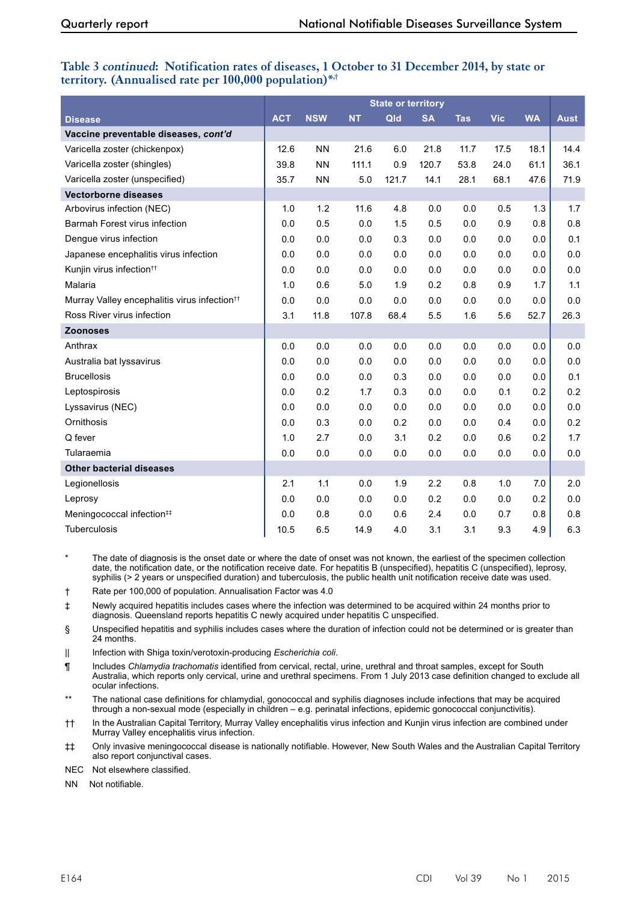**Table 3 *continued*: Notification rates of diseases, 1 October to 31 December 2014, by state or territory. (Annualised rate per 100,000 population)*,†**

| Disease | State or territory | | | | | | | | |
|---|---|---|---|---|---|---|---|---|---|
| | ACT | NSW | NT | Qld | SA | Tas | Vic | WA | Aust |
| **Vaccine preventable diseases, *cont'd*** | | | | | | | | | |
| Varicella zoster (chickenpox) | 12.6 | NN | 21.6 | 6.0 | 21.8 | 11.7 | 17.5 | 18.1 | 14.4 |
| Varicella zoster (shingles) | 39.8 | NN | 111.1 | 0.9 | 120.7 | 53.8 | 24.0 | 61.1 | 36.1 |
| Varicella zoster (unspecified) | 35.7 | NN | 5.0 | 121.7 | 14.1 | 28.1 | 68.1 | 47.6 | 71.9 |
| **Vectorborne diseases** | | | | | | | | | |
| Arbovirus infection (NEC) | 1.0 | 1.2 | 11.6 | 4.8 | 0.0 | 0.0 | 0.5 | 1.3 | 1.7 |
| Barmah Forest virus infection | 0.0 | 0.5 | 0.0 | 1.5 | 0.5 | 0.0 | 0.9 | 0.8 | 0.8 |
| Dengue virus infection | 0.0 | 0.0 | 0.0 | 0.3 | 0.0 | 0.0 | 0.0 | 0.0 | 0.1 |
| Japanese encephalitis virus infection | 0.0 | 0.0 | 0.0 | 0.0 | 0.0 | 0.0 | 0.0 | 0.0 | 0.0 |
| Kunjin virus infection†† | 0.0 | 0.0 | 0.0 | 0.0 | 0.0 | 0.0 | 0.0 | 0.0 | 0.0 |
| Malaria | 1.0 | 0.6 | 5.0 | 1.9 | 0.2 | 0.8 | 0.9 | 1.7 | 1.1 |
| Murray Valley encephalitis virus infection†† | 0.0 | 0.0 | 0.0 | 0.0 | 0.0 | 0.0 | 0.0 | 0.0 | 0.0 |
| Ross River virus infection | 3.1 | 11.8 | 107.8 | 68.4 | 5.5 | 1.6 | 5.6 | 52.7 | 26.3 |
| **Zoonoses** | | | | | | | | | |
| Anthrax | 0.0 | 0.0 | 0.0 | 0.0 | 0.0 | 0.0 | 0.0 | 0.0 | 0.0 |
| Australia bat lyssavirus | 0.0 | 0.0 | 0.0 | 0.0 | 0.0 | 0.0 | 0.0 | 0.0 | 0.0 |
| Brucellosis | 0.0 | 0.0 | 0.0 | 0.3 | 0.0 | 0.0 | 0.0 | 0.0 | 0.1 |
| Leptospirosis | 0.0 | 0.2 | 1.7 | 0.3 | 0.0 | 0.0 | 0.1 | 0.2 | 0.2 |
| Lyssavirus (NEC) | 0.0 | 0.0 | 0.0 | 0.0 | 0.0 | 0.0 | 0.0 | 0.0 | 0.0 |
| Ornithosis | 0.0 | 0.3 | 0.0 | 0.2 | 0.0 | 0.0 | 0.4 | 0.0 | 0.2 |
| Q fever | 1.0 | 2.7 | 0.0 | 3.1 | 0.2 | 0.0 | 0.6 | 0.2 | 1.7 |
| Tularaemia | 0.0 | 0.0 | 0.0 | 0.0 | 0.0 | 0.0 | 0.0 | 0.0 | 0.0 |
| **Other bacterial diseases** | | | | | | | | | |
| Legionellosis | 2.1 | 1.1 | 0.0 | 1.9 | 2.2 | 0.8 | 1.0 | 7.0 | 2.0 |
| Leprosy | 0.0 | 0.0 | 0.0 | 0.0 | 0.2 | 0.0 | 0.0 | 0.2 | 0.0 |
| Meningococcal infection‡‡ | 0.0 | 0.8 | 0.0 | 0.6 | 2.4 | 0.0 | 0.7 | 0.8 | 0.8 |
| Tuberculosis | 10.5 | 6.5 | 14.9 | 4.0 | 3.1 | 3.1 | 9.3 | 4.9 | 6.3 |

\* The date of diagnosis is the onset date or where the date of onset was not known, the earliest of the specimen collection date, the notification date, or the notification receive date. For hepatitis B (unspecified), hepatitis C (unspecified), leprosy, syphilis (> 2 years or unspecified duration) and tuberculosis, the public health unit notification receive date was used.

† Rate per 100,000 of population. Annualisation Factor was 4.0

‡ Newly acquired hepatitis includes cases where the infection was determined to be acquired within 24 months prior to diagnosis. Queensland reports hepatitis C newly acquired under hepatitis C unspecified.

§ Unspecified hepatitis and syphilis includes cases where the duration of infection could not be determined or is greater than 24 months.

|| Infection with Shiga toxin/verotoxin-producing *Escherichia coli*.

¶ Includes *Chlamydia trachomatis* identified from cervical, rectal, urine, urethral and throat samples, except for South Australia, which reports only cervical, urine and urethral specimens. From 1 July 2013 case definition changed to exclude all ocular infections.

** The national case definitions for chlamydial, gonococcal and syphilis diagnoses include infections that may be acquired through a non-sexual mode (especially in children – e.g. perinatal infections, epidemic gonococcal conjunctivitis).

†† In the Australian Capital Territory, Murray Valley encephalitis virus infection and Kunjin virus infection are combined under Murray Valley encephalitis virus infection.

‡‡ Only invasive meningococcal disease is nationally notifiable. However, New South Wales and the Australian Capital Territory also report conjunctival cases.

NEC Not elsewhere classified.

NN Not notifiable.